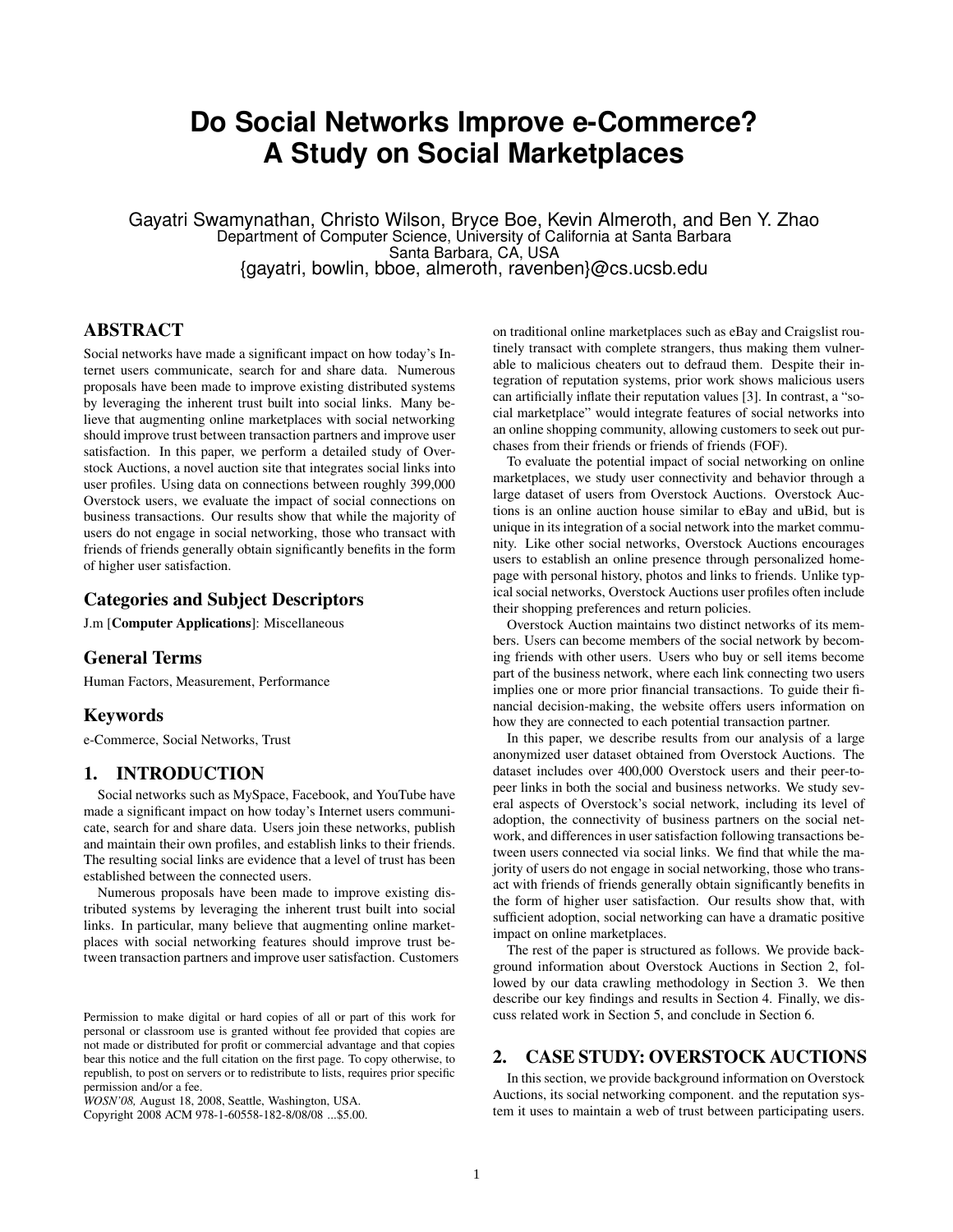# Do Social Networks Improve e-Commerce? A Study on Social Marketplaces

Gayatri Swamynathan, Christo Wilson, Bryce Boe, Kevin Almeroth, and Ben Y. Zhao
Department of Computer Science, University of California at Santa Barbara
Santa Barbara, CA, USA
{gayatri, bowlin, bboe, almeroth, ravenben}@cs.ucsb.edu

## ABSTRACT

Social networks have made a significant impact on how today's Internet users communicate, search for and share data. Numerous proposals have been made to improve existing distributed systems by leveraging the inherent trust built into social links. Many believe that augmenting online marketplaces with social networking should improve trust between transaction partners and improve user satisfaction. In this paper, we perform a detailed study of Overstock Auctions, a novel auction site that integrates social links into user profiles. Using data on connections between roughly 399,000 Overstock users, we evaluate the impact of social connections on business transactions. Our results show that while the majority of users do not engage in social networking, those who transact with friends of friends generally obtain significantly benefits in the form of higher user satisfaction.

## Categories and Subject Descriptors

J.m [**Computer Applications**]: Miscellaneous

## General Terms

Human Factors, Measurement, Performance

## Keywords

e-Commerce, Social Networks, Trust

## 1. INTRODUCTION

Social networks such as MySpace, Facebook, and YouTube have made a significant impact on how today's Internet users communicate, search for and share data. Users join these networks, publish and maintain their own profiles, and establish links to their friends. The resulting social links are evidence that a level of trust has been established between the connected users.

Numerous proposals have been made to improve existing distributed systems by leveraging the inherent trust built into social links. In particular, many believe that augmenting online marketplaces with social networking features should improve trust between transaction partners and improve user satisfaction. Customers on traditional online marketplaces such as eBay and Craigslist routinely transact with complete strangers, thus making them vulnerable to malicious cheaters out to defraud them. Despite their integration of reputation systems, prior work shows malicious users can artificially inflate their reputation values [3]. In contrast, a "social marketplace" would integrate features of social networks into an online shopping community, allowing customers to seek out purchases from their friends or friends of friends (FOF).

To evaluate the potential impact of social networking on online marketplaces, we study user connectivity and behavior through a large dataset of users from Overstock Auctions. Overstock Auctions is an online auction house similar to eBay and uBid, but is unique in its integration of a social network into the market community. Like other social networks, Overstock Auctions encourages users to establish an online presence through personalized homepage with personal history, photos and links to friends. Unlike typical social networks, Overstock Auctions user profiles often include their shopping preferences and return policies.

Overstock Auction maintains two distinct networks of its members. Users can become members of the social network by becoming friends with other users. Users who buy or sell items become part of the business network, where each link connecting two users implies one or more prior financial transactions. To guide their financial decision-making, the website offers users information on how they are connected to each potential transaction partner.

In this paper, we describe results from our analysis of a large anonymized user dataset obtained from Overstock Auctions. The dataset includes over 400,000 Overstock users and their peer-to-peer links in both the social and business networks. We study several aspects of Overstock's social network, including its level of adoption, the connectivity of business partners on the social network, and differences in user satisfaction following transactions between users connected via social links. We find that while the majority of users do not engage in social networking, those who transact with friends of friends generally obtain significantly benefits in the form of higher user satisfaction. Our results show that, with sufficient adoption, social networking can have a dramatic positive impact on online marketplaces.

The rest of the paper is structured as follows. We provide background information about Overstock Auctions in Section 2, followed by our data crawling methodology in Section 3. We then describe our key findings and results in Section 4. Finally, we discuss related work in Section 5, and conclude in Section 6.

## 2. CASE STUDY: OVERSTOCK AUCTIONS

In this section, we provide background information on Overstock Auctions, its social networking component. and the reputation system it uses to maintain a web of trust between participating users.

Permission to make digital or hard copies of all or part of this work for personal or classroom use is granted without fee provided that copies are not made or distributed for profit or commercial advantage and that copies bear this notice and the full citation on the first page. To copy otherwise, to republish, to post on servers or to redistribute to lists, requires prior specific permission and/or a fee.
*WOSN'08,* August 18, 2008, Seattle, Washington, USA.
Copyright 2008 ACM 978-1-60558-182-8/08/08 ...$5.00.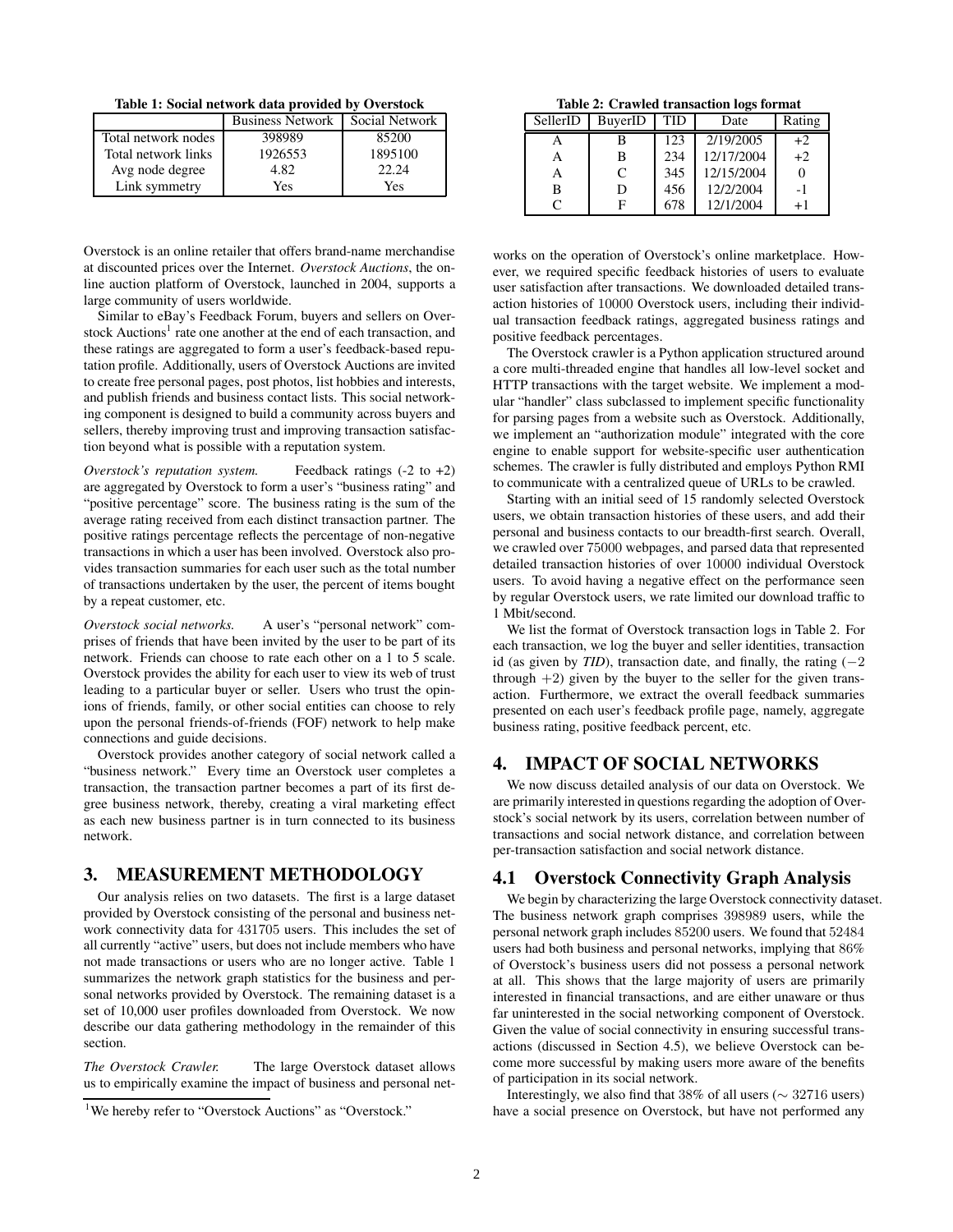**Table 1: Social network data provided by Overstock**

| | Business Network | Social Network |
|---|---|---|
| Total network nodes | 398989 | 85200 |
| Total network links | 1926553 | 1895100 |
| Avg node degree | 4.82 | 22.24 |
| Link symmetry | Yes | Yes |

**Table 2: Crawled transaction logs format**

| SellerID | BuyerID | TID | Date | Rating |
|---|---|---|---|---|
| A | B | 123 | 2/19/2005 | +2 |
| A | B | 234 | 12/17/2004 | +2 |
| A | C | 345 | 12/15/2004 | 0 |
| B | D | 456 | 12/2/2004 | -1 |
| C | F | 678 | 12/1/2004 | +1 |

Overstock is an online retailer that offers brand-name merchandise at discounted prices over the Internet. *Overstock Auctions*, the online auction platform of Overstock, launched in 2004, supports a large community of users worldwide.

Similar to eBay's Feedback Forum, buyers and sellers on Overstock Auctions[1] rate one another at the end of each transaction, and these ratings are aggregated to form a user's feedback-based reputation profile. Additionally, users of Overstock Auctions are invited to create free personal pages, post photos, list hobbies and interests, and publish friends and business contact lists. This social networking component is designed to build a community across buyers and sellers, thereby improving trust and improving transaction satisfaction beyond what is possible with a reputation system.

*Overstock's reputation system.* Feedback ratings (-2 to +2) are aggregated by Overstock to form a user's "business rating" and "positive percentage" score. The business rating is the sum of the average rating received from each distinct transaction partner. The positive ratings percentage reflects the percentage of non-negative transactions in which a user has been involved. Overstock also provides transaction summaries for each user such as the total number of transactions undertaken by the user, the percent of items bought by a repeat customer, etc.

*Overstock social networks.* A user's "personal network" comprises of friends that have been invited by the user to be part of its network. Friends can choose to rate each other on a 1 to 5 scale. Overstock provides the ability for each user to view its web of trust leading to a particular buyer or seller. Users who trust the opinions of friends, family, or other social entities can choose to rely upon the personal friends-of-friends (FOF) network to help make connections and guide decisions.

Overstock provides another category of social network called a "business network." Every time an Overstock user completes a transaction, the transaction partner becomes a part of its first degree business network, thereby, creating a viral marketing effect as each new business partner is in turn connected to its business network.

## 3. MEASUREMENT METHODOLOGY

Our analysis relies on two datasets. The first is a large dataset provided by Overstock consisting of the personal and business network connectivity data for 431705 users. This includes the set of all currently "active" users, but does not include members who have not made transactions or users who are no longer active. Table 1 summarizes the network graph statistics for the business and personal networks provided by Overstock. The remaining dataset is a set of 10,000 user profiles downloaded from Overstock. We now describe our data gathering methodology in the remainder of this section.

*The Overstock Crawler.* The large Overstock dataset allows us to empirically examine the impact of business and personal networks on the operation of Overstock's online marketplace. However, we required specific feedback histories of users to evaluate user satisfaction after transactions. We downloaded detailed transaction histories of 10000 Overstock users, including their individual transaction feedback ratings, aggregated business ratings and positive feedback percentages.

The Overstock crawler is a Python application structured around a core multi-threaded engine that handles all low-level socket and HTTP transactions with the target website. We implement a modular "handler" class subclassed to implement specific functionality for parsing pages from a website such as Overstock. Additionally, we implement an "authorization module" integrated with the core engine to enable support for website-specific user authentication schemes. The crawler is fully distributed and employs Python RMI to communicate with a centralized queue of URLs to be crawled.

Starting with an initial seed of 15 randomly selected Overstock users, we obtain transaction histories of these users, and add their personal and business contacts to our breadth-first search. Overall, we crawled over 75000 webpages, and parsed data that represented detailed transaction histories of over 10000 individual Overstock users. To avoid having a negative effect on the performance seen by regular Overstock users, we rate limited our download traffic to 1 Mbit/second.

We list the format of Overstock transaction logs in Table 2. For each transaction, we log the buyer and seller identities, transaction id (as given by *TID*), transaction date, and finally, the rating ($-2$ through $+2$) given by the buyer to the seller for the given transaction. Furthermore, we extract the overall feedback summaries presented on each user's feedback profile page, namely, aggregate business rating, positive feedback percent, etc.

## 4. IMPACT OF SOCIAL NETWORKS

We now discuss detailed analysis of our data on Overstock. We are primarily interested in questions regarding the adoption of Overstock's social network by its users, correlation between number of transactions and social network distance, and correlation between per-transaction satisfaction and social network distance.

### 4.1 Overstock Connectivity Graph Analysis

We begin by characterizing the large Overstock connectivity dataset. The business network graph comprises 398989 users, while the personal network graph includes 85200 users. We found that 52484 users had both business and personal networks, implying that 86% of Overstock's business users did not possess a personal network at all. This shows that the large majority of users are primarily interested in financial transactions, and are either unaware or thus far uninterested in the social networking component of Overstock. Given the value of social connectivity in ensuring successful transactions (discussed in Section 4.5), we believe Overstock can become more successful by making users more aware of the benefits of participation in its social network.

Interestingly, we also find that 38% of all users ($\sim$ 32716 users) have a social presence on Overstock, but have not performed any

[1]We hereby refer to "Overstock Auctions" as "Overstock."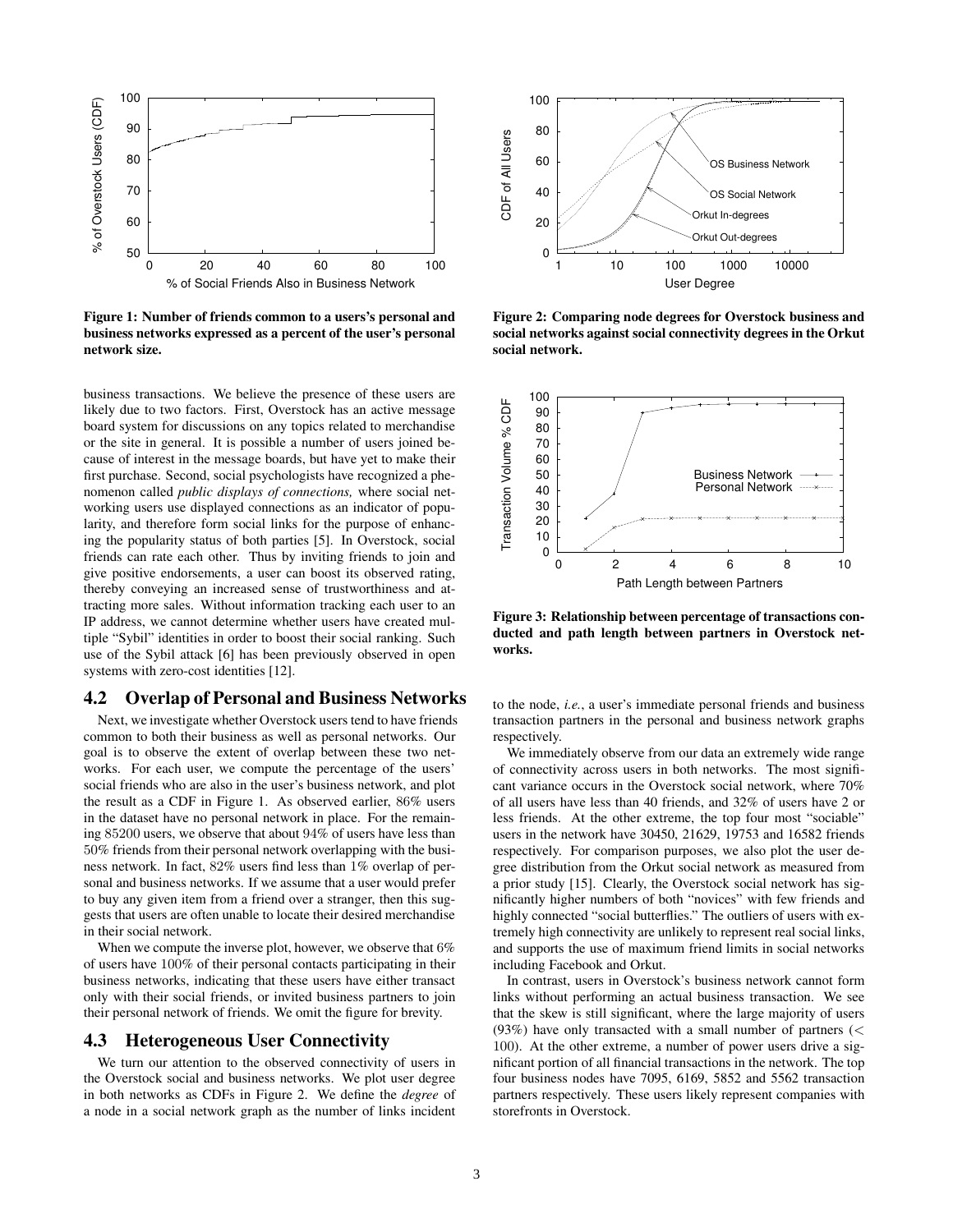Figure 1: Number of friends common to a users's personal and business networks expressed as a percent of the user's personal network size.

Figure 2: Comparing node degrees for Overstock business and social networks against social connectivity degrees in the Orkut social network.

Figure 3: Relationship between percentage of transactions conducted and path length between partners in Overstock networks.

business transactions. We believe the presence of these users are likely due to two factors. First, Overstock has an active message board system for discussions on any topics related to merchandise or the site in general. It is possible a number of users joined because of interest in the message boards, but have yet to make their first purchase. Second, social psychologists have recognized a phenomenon called *public displays of connections,* where social networking users use displayed connections as an indicator of popularity, and therefore form social links for the purpose of enhancing the popularity status of both parties [5]. In Overstock, social friends can rate each other. Thus by inviting friends to join and give positive endorsements, a user can boost its observed rating, thereby conveying an increased sense of trustworthiness and attracting more sales. Without information tracking each user to an IP address, we cannot determine whether users have created multiple "Sybil" identities in order to boost their social ranking. Such use of the Sybil attack [6] has been previously observed in open systems with zero-cost identities [12].

## 4.2 Overlap of Personal and Business Networks

Next, we investigate whether Overstock users tend to have friends common to both their business as well as personal networks. Our goal is to observe the extent of overlap between these two networks. For each user, we compute the percentage of the users' social friends who are also in the user's business network, and plot the result as a CDF in Figure 1. As observed earlier, 86% users in the dataset have no personal network in place. For the remaining 85200 users, we observe that about 94% of users have less than 50% friends from their personal network overlapping with the business network. In fact, 82% users find less than 1% overlap of personal and business networks. If we assume that a user would prefer to buy any given item from a friend over a stranger, then this suggests that users are often unable to locate their desired merchandise in their social network.

When we compute the inverse plot, however, we observe that 6% of users have 100% of their personal contacts participating in their business networks, indicating that these users have either transact only with their social friends, or invited business partners to join their personal network of friends. We omit the figure for brevity.

## 4.3 Heterogeneous User Connectivity

We turn our attention to the observed connectivity of users in the Overstock social and business networks. We plot user degree in both networks as CDFs in Figure 2. We define the *degree* of a node in a social network graph as the number of links incident to the node, *i.e.*, a user's immediate personal friends and business transaction partners in the personal and business network graphs respectively.

We immediately observe from our data an extremely wide range of connectivity across users in both networks. The most significant variance occurs in the Overstock social network, where 70% of all users have less than 40 friends, and 32% of users have 2 or less friends. At the other extreme, the top four most "sociable" users in the network have 30450, 21629, 19753 and 16582 friends respectively. For comparison purposes, we also plot the user degree distribution from the Orkut social network as measured from a prior study [15]. Clearly, the Overstock social network has significantly higher numbers of both "novices" with few friends and highly connected "social butterflies." The outliers of users with extremely high connectivity are unlikely to represent real social links, and supports the use of maximum friend limits in social networks including Facebook and Orkut.

In contrast, users in Overstock's business network cannot form links without performing an actual business transaction. We see that the skew is still significant, where the large majority of users (93%) have only transacted with a small number of partners ($<$ 100). At the other extreme, a number of power users drive a significant portion of all financial transactions in the network. The top four business nodes have 7095, 6169, 5852 and 5562 transaction partners respectively. These users likely represent companies with storefronts in Overstock.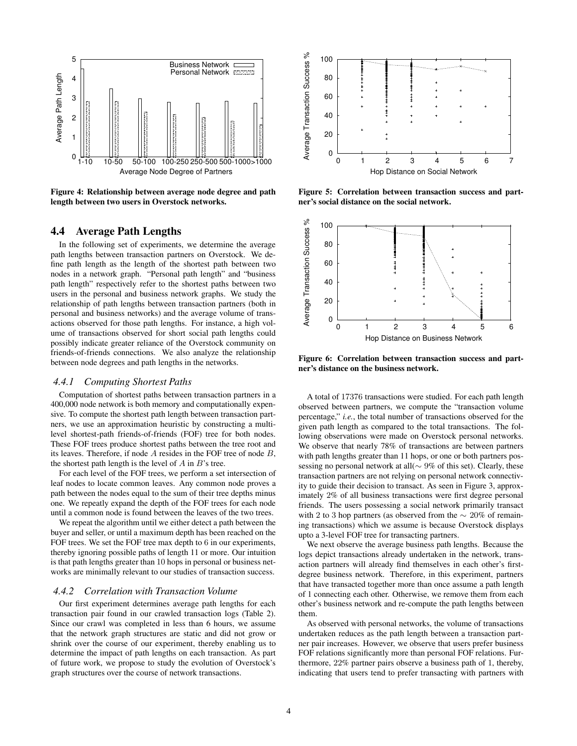Figure 4: Relationship between average node degree and path length between two users in Overstock networks.

Figure 5: Correlation between transaction success and partner's social distance on the social network.

Figure 6: Correlation between transaction success and partner's distance on the business network.

## 4.4 Average Path Lengths

In the following set of experiments, we determine the average path lengths between transaction partners on Overstock. We define path length as the length of the shortest path between two nodes in a network graph. "Personal path length" and "business path length" respectively refer to the shortest paths between two users in the personal and business network graphs. We study the relationship of path lengths between transaction partners (both in personal and business networks) and the average volume of transactions observed for those path lengths. For instance, a high volume of transactions observed for short social path lengths could possibly indicate greater reliance of the Overstock community on friends-of-friends connections. We also analyze the relationship between node degrees and path lengths in the networks.

### *4.4.1 Computing Shortest Paths*

Computation of shortest paths between transaction partners in a 400,000 node network is both memory and computationally expensive. To compute the shortest path length between transaction partners, we use an approximation heuristic by constructing a multi-level shortest-path friends-of-friends (FOF) tree for both nodes. These FOF trees produce shortest paths between the tree root and its leaves. Therefore, if node $A$ resides in the FOF tree of node $B$, the shortest path length is the level of $A$ in $B$'s tree.

For each level of the FOF trees, we perform a set intersection of leaf nodes to locate common leaves. Any common node proves a path between the nodes equal to the sum of their tree depths minus one. We repeatly expand the depth of the FOF trees for each node until a common node is found between the leaves of the two trees.

We repeat the algorithm until we either detect a path between the buyer and seller, or until a maximum depth has been reached on the FOF trees. We set the FOF tree max depth to 6 in our experiments, thereby ignoring possible paths of length 11 or more. Our intuition is that path lengths greater than 10 hops in personal or business networks are minimally relevant to our studies of transaction success.

### *4.4.2 Correlation with Transaction Volume*

Our first experiment determines average path lengths for each transaction pair found in our crawled transaction logs (Table 2). Since our crawl was completed in less than 6 hours, we assume that the network graph structures are static and did not grow or shrink over the course of our experiment, thereby enabling us to determine the impact of path lengths on each transaction. As part of future work, we propose to study the evolution of Overstock's graph structures over the course of network transactions.

A total of 17376 transactions were studied. For each path length observed between partners, we compute the "transaction volume percentage," *i.e.*, the total number of transactions observed for the given path length as compared to the total transactions. The following observations were made on Overstock personal networks. We observe that nearly 78% of transactions are between partners with path lengths greater than 11 hops, or one or both partners possessing no personal network at all($\sim$ 9% of this set). Clearly, these transaction partners are not relying on personal network connectivity to guide their decision to transact. As seen in Figure 3, approximately 2% of all business transactions were first degree personal friends. The users possessing a social network primarily transact with 2 to 3 hop partners (as observed from the $\sim$ 20% of remaining transactions) which we assume is because Overstock displays upto a 3-level FOF tree for transacting partners.

We next observe the average business path lengths. Because the logs depict transactions already undertaken in the network, transaction partners will already find themselves in each other's first-degree business network. Therefore, in this experiment, partners that have transacted together more than once assume a path length of 1 connecting each other. Otherwise, we remove them from each other's business network and re-compute the path lengths between them.

As observed with personal networks, the volume of transactions undertaken reduces as the path length between a transaction partner pair increases. However, we observe that users prefer business FOF relations significantly more than personal FOF relations. Furthermore, 22% partner pairs observe a business path of 1, thereby, indicating that users tend to prefer transacting with partners with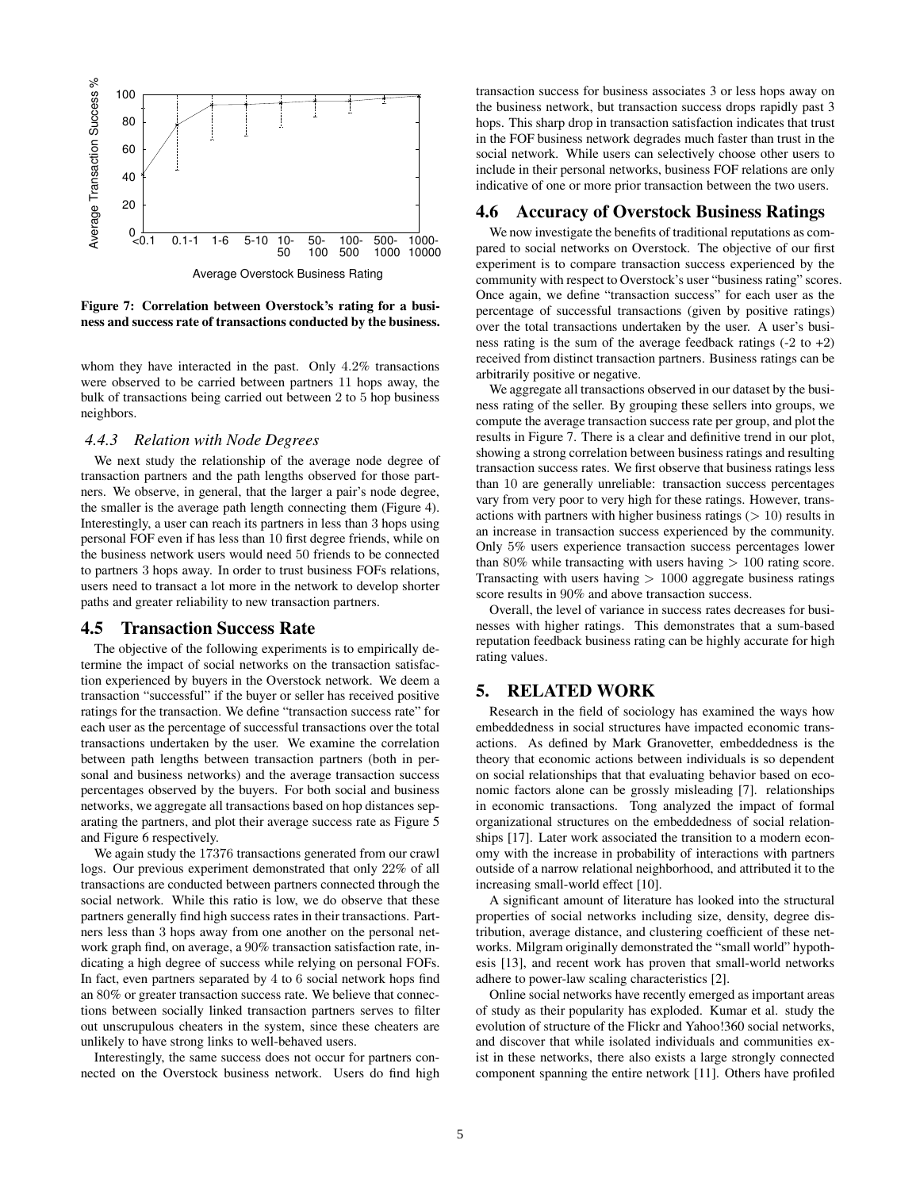Figure 7: Correlation between Overstock's rating for a business and success rate of transactions conducted by the business.

whom they have interacted in the past. Only 4.2% transactions were observed to be carried between partners 11 hops away, the bulk of transactions being carried out between 2 to 5 hop business neighbors.

### 4.4.3 Relation with Node Degrees

We next study the relationship of the average node degree of transaction partners and the path lengths observed for those partners. We observe, in general, that the larger a pair's node degree, the smaller is the average path length connecting them (Figure 4). Interestingly, a user can reach its partners in less than 3 hops using personal FOF even if has less than 10 first degree friends, while on the business network users would need 50 friends to be connected to partners 3 hops away. In order to trust business FOFs relations, users need to transact a lot more in the network to develop shorter paths and greater reliability to new transaction partners.

## 4.5 Transaction Success Rate

The objective of the following experiments is to empirically determine the impact of social networks on the transaction satisfaction experienced by buyers in the Overstock network. We deem a transaction "successful" if the buyer or seller has received positive ratings for the transaction. We define "transaction success rate" for each user as the percentage of successful transactions over the total transactions undertaken by the user. We examine the correlation between path lengths between transaction partners (both in personal and business networks) and the average transaction success percentages observed by the buyers. For both social and business networks, we aggregate all transactions based on hop distances separating the partners, and plot their average success rate as Figure 5 and Figure 6 respectively.

We again study the 17376 transactions generated from our crawl logs. Our previous experiment demonstrated that only 22% of all transactions are conducted between partners connected through the social network. While this ratio is low, we do observe that these partners generally find high success rates in their transactions. Partners less than 3 hops away from one another on the personal network graph find, on average, a 90% transaction satisfaction rate, indicating a high degree of success while relying on personal FOFs. In fact, even partners separated by 4 to 6 social network hops find an 80% or greater transaction success rate. We believe that connections between socially linked transaction partners serves to filter out unscrupulous cheaters in the system, since these cheaters are unlikely to have strong links to well-behaved users.

Interestingly, the same success does not occur for partners connected on the Overstock business network. Users do find high transaction success for business associates 3 or less hops away on the business network, but transaction success drops rapidly past 3 hops. This sharp drop in transaction satisfaction indicates that trust in the FOF business network degrades much faster than trust in the social network. While users can selectively choose other users to include in their personal networks, business FOF relations are only indicative of one or more prior transaction between the two users.

## 4.6 Accuracy of Overstock Business Ratings

We now investigate the benefits of traditional reputations as compared to social networks on Overstock. The objective of our first experiment is to compare transaction success experienced by the community with respect to Overstock's user "business rating" scores. Once again, we define "transaction success" for each user as the percentage of successful transactions (given by positive ratings) over the total transactions undertaken by the user. A user's business rating is the sum of the average feedback ratings (-2 to +2) received from distinct transaction partners. Business ratings can be arbitrarily positive or negative.

We aggregate all transactions observed in our dataset by the business rating of the seller. By grouping these sellers into groups, we compute the average transaction success rate per group, and plot the results in Figure 7. There is a clear and definitive trend in our plot, showing a strong correlation between business ratings and resulting transaction success rates. We first observe that business ratings less than 10 are generally unreliable: transaction success percentages vary from very poor to very high for these ratings. However, transactions with partners with higher business ratings ($> 10$) results in an increase in transaction success experienced by the community. Only 5% users experience transaction success percentages lower than 80% while transacting with users having $> 100$ rating score. Transacting with users having $> 1000$ aggregate business ratings score results in 90% and above transaction success.

Overall, the level of variance in success rates decreases for businesses with higher ratings. This demonstrates that a sum-based reputation feedback business rating can be highly accurate for high rating values.

# 5. RELATED WORK

Research in the field of sociology has examined the ways how embeddedness in social structures have impacted economic transactions. As defined by Mark Granovetter, embeddedness is the theory that economic actions between individuals is so dependent on social relationships that that evaluating behavior based on economic factors alone can be grossly misleading [7]. relationships in economic transactions. Tong analyzed the impact of formal organizational structures on the embeddedness of social relationships [17]. Later work associated the transition to a modern economy with the increase in probability of interactions with partners outside of a narrow relational neighborhood, and attributed it to the increasing small-world effect [10].

A significant amount of literature has looked into the structural properties of social networks including size, density, degree distribution, average distance, and clustering coefficient of these networks. Milgram originally demonstrated the "small world" hypothesis [13], and recent work has proven that small-world networks adhere to power-law scaling characteristics [2].

Online social networks have recently emerged as important areas of study as their popularity has exploded. Kumar et al. study the evolution of structure of the Flickr and Yahoo!360 social networks, and discover that while isolated individuals and communities exist in these networks, there also exists a large strongly connected component spanning the entire network [11]. Others have profiled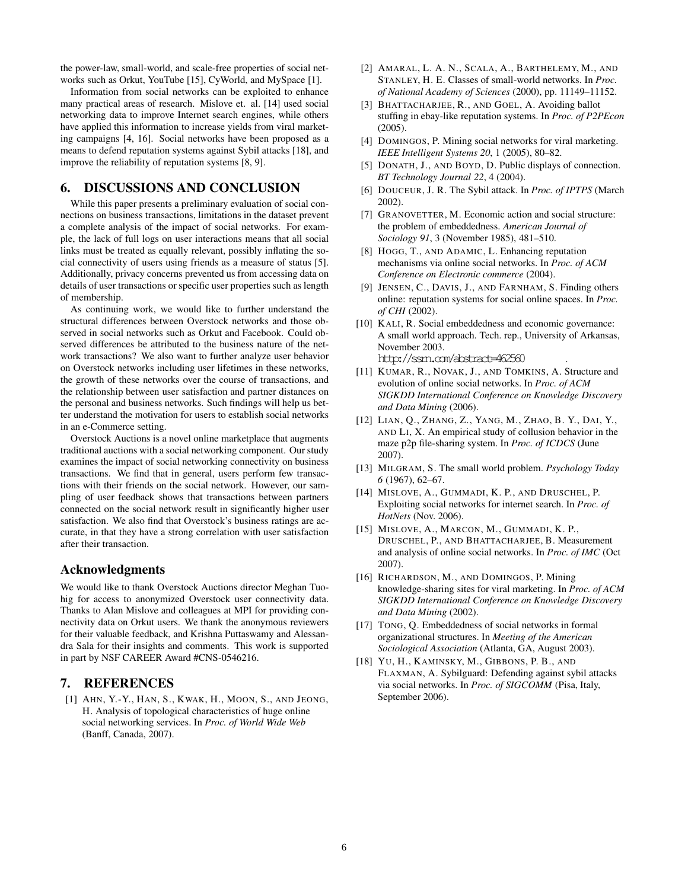the power-law, small-world, and scale-free properties of social networks such as Orkut, YouTube [15], CyWorld, and MySpace [1].

Information from social networks can be exploited to enhance many practical areas of research. Mislove et. al. [14] used social networking data to improve Internet search engines, while others have applied this information to increase yields from viral marketing campaigns [4, 16]. Social networks have been proposed as a means to defend reputation systems against Sybil attacks [18], and improve the reliability of reputation systems [8, 9].

## 6. DISCUSSIONS AND CONCLUSION

While this paper presents a preliminary evaluation of social connections on business transactions, limitations in the dataset prevent a complete analysis of the impact of social networks. For example, the lack of full logs on user interactions means that all social links must be treated as equally relevant, possibly inflating the social connectivity of users using friends as a measure of status [5]. Additionally, privacy concerns prevented us from accessing data on details of user transactions or specific user properties such as length of membership.

As continuing work, we would like to further understand the structural differences between Overstock networks and those observed in social networks such as Orkut and Facebook. Could observed differences be attributed to the business nature of the network transactions? We also want to further analyze user behavior on Overstock networks including user lifetimes in these networks, the growth of these networks over the course of transactions, and the relationship between user satisfaction and partner distances on the personal and business networks. Such findings will help us better understand the motivation for users to establish social networks in an e-Commerce setting.

Overstock Auctions is a novel online marketplace that augments traditional auctions with a social networking component. Our study examines the impact of social networking connectivity on business transactions. We find that in general, users perform few transactions with their friends on the social network. However, our sampling of user feedback shows that transactions between partners connected on the social network result in significantly higher user satisfaction. We also find that Overstock's business ratings are accurate, in that they have a strong correlation with user satisfaction after their transaction.

### Acknowledgments

We would like to thank Overstock Auctions director Meghan Tuohig for access to anonymized Overstock user connectivity data. Thanks to Alan Mislove and colleagues at MPI for providing connectivity data on Orkut users. We thank the anonymous reviewers for their valuable feedback, and Krishna Puttaswamy and Alessandra Sala for their insights and comments. This work is supported in part by NSF CAREER Award #CNS-0546216.

## 7. REFERENCES

[1] AHN, Y.-Y., HAN, S., KWAK, H., MOON, S., AND JEONG, H. Analysis of topological characteristics of huge online social networking services. In *Proc. of World Wide Web* (Banff, Canada, 2007).

[2] AMARAL, L. A. N., SCALA, A., BARTHELEMY, M., AND STANLEY, H. E. Classes of small-world networks. In *Proc. of National Academy of Sciences* (2000), pp. 11149–11152.

[3] BHATTACHARJEE, R., AND GOEL, A. Avoiding ballot stuffing in ebay-like reputation systems. In *Proc. of P2PEcon* (2005).

[4] DOMINGOS, P. Mining social networks for viral marketing. *IEEE Intelligent Systems 20*, 1 (2005), 80–82.

[5] DONATH, J., AND BOYD, D. Public displays of connection. *BT Technology Journal 22*, 4 (2004).

[6] DOUCEUR, J. R. The Sybil attack. In *Proc. of IPTPS* (March 2002).

[7] GRANOVETTER, M. Economic action and social structure: the problem of embeddedness. *American Journal of Sociology 91*, 3 (November 1985), 481–510.

[8] HOGG, T., AND ADAMIC, L. Enhancing reputation mechanisms via online social networks. In *Proc. of ACM Conference on Electronic commerce* (2004).

[9] JENSEN, C., DAVIS, J., AND FARNHAM, S. Finding others online: reputation systems for social online spaces. In *Proc. of CHI* (2002).

[10] KALI, R. Social embeddedness and economic governance: A small world approach. Tech. rep., University of Arkansas, November 2003. http://ssrn.com/abstract=462560 .

[11] KUMAR, R., NOVAK, J., AND TOMKINS, A. Structure and evolution of online social networks. In *Proc. of ACM SIGKDD International Conference on Knowledge Discovery and Data Mining* (2006).

[12] LIAN, Q., ZHANG, Z., YANG, M., ZHAO, B. Y., DAI, Y., AND LI, X. An empirical study of collusion behavior in the maze p2p file-sharing system. In *Proc. of ICDCS* (June 2007).

[13] MILGRAM, S. The small world problem. *Psychology Today 6* (1967), 62–67.

[14] MISLOVE, A., GUMMADI, K. P., AND DRUSCHEL, P. Exploiting social networks for internet search. In *Proc. of HotNets* (Nov. 2006).

[15] MISLOVE, A., MARCON, M., GUMMADI, K. P., DRUSCHEL, P., AND BHATTACHARJEE, B. Measurement and analysis of online social networks. In *Proc. of IMC* (Oct 2007).

[16] RICHARDSON, M., AND DOMINGOS, P. Mining knowledge-sharing sites for viral marketing. In *Proc. of ACM SIGKDD International Conference on Knowledge Discovery and Data Mining* (2002).

[17] TONG, Q. Embeddedness of social networks in formal organizational structures. In *Meeting of the American Sociological Association* (Atlanta, GA, August 2003).

[18] YU, H., KAMINSKY, M., GIBBONS, P. B., AND FLAXMAN, A. Sybilguard: Defending against sybil attacks via social networks. In *Proc. of SIGCOMM* (Pisa, Italy, September 2006).